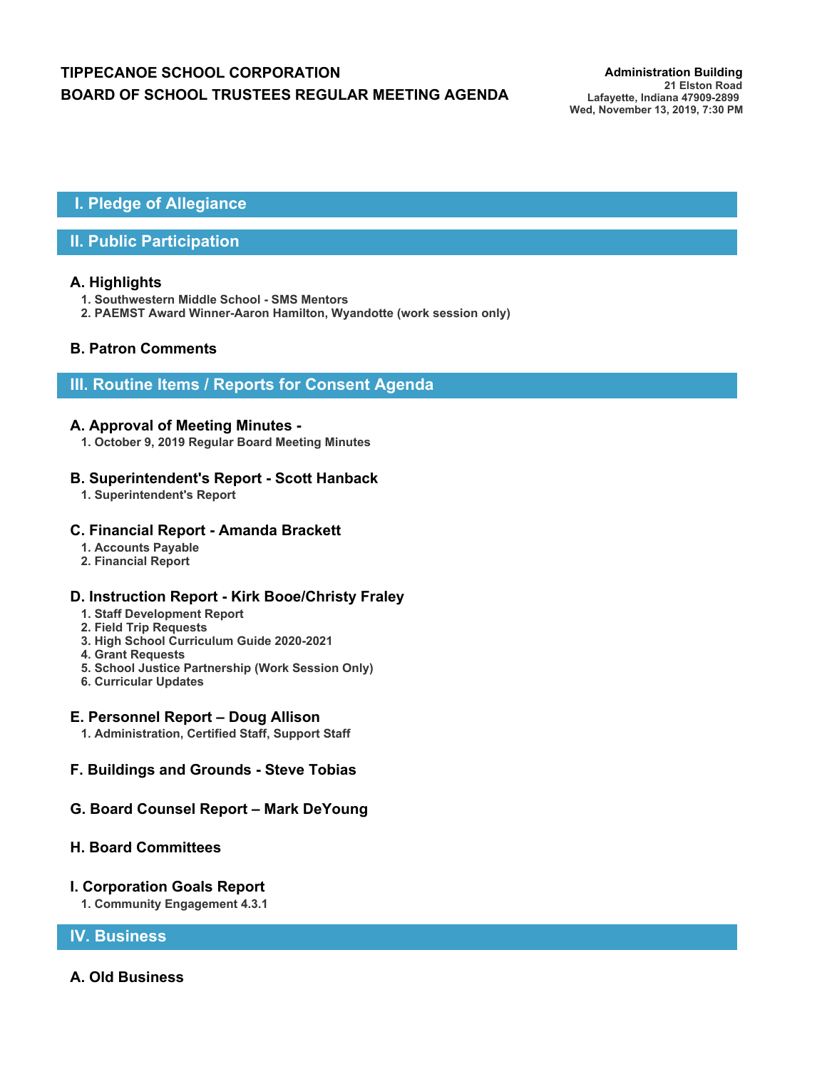# TIPPECANOE SCHOOL CORPORATION
# BOARD OF SCHOOL TRUSTEES REGULAR MEETING AGENDA

**Administration Building**
**21 Elston Road**
**Lafayette, Indiana 47909-2899**
**Wed, November 13, 2019, 7:30 PM**

## I. Pledge of Allegiance

## II. Public Participation

### A. Highlights

1. Southwestern Middle School - SMS Mentors
2. PAEMST Award Winner-Aaron Hamilton, Wyandotte (work session only)

### B. Patron Comments

## III. Routine Items / Reports for Consent Agenda

### A. Approval of Meeting Minutes -

1. October 9, 2019 Regular Board Meeting Minutes

### B. Superintendent's Report - Scott Hanback

1. Superintendent's Report

### C. Financial Report - Amanda Brackett

1. Accounts Payable
2. Financial Report

### D. Instruction Report - Kirk Booe/Christy Fraley

1. Staff Development Report
2. Field Trip Requests
3. High School Curriculum Guide 2020-2021
4. Grant Requests
5. School Justice Partnership (Work Session Only)
6. Curricular Updates

### E. Personnel Report – Doug Allison

1. Administration, Certified Staff, Support Staff

### F. Buildings and Grounds - Steve Tobias

### G. Board Counsel Report – Mark DeYoung

### H. Board Committees

### I. Corporation Goals Report

1. Community Engagement 4.3.1

## IV. Business

### A. Old Business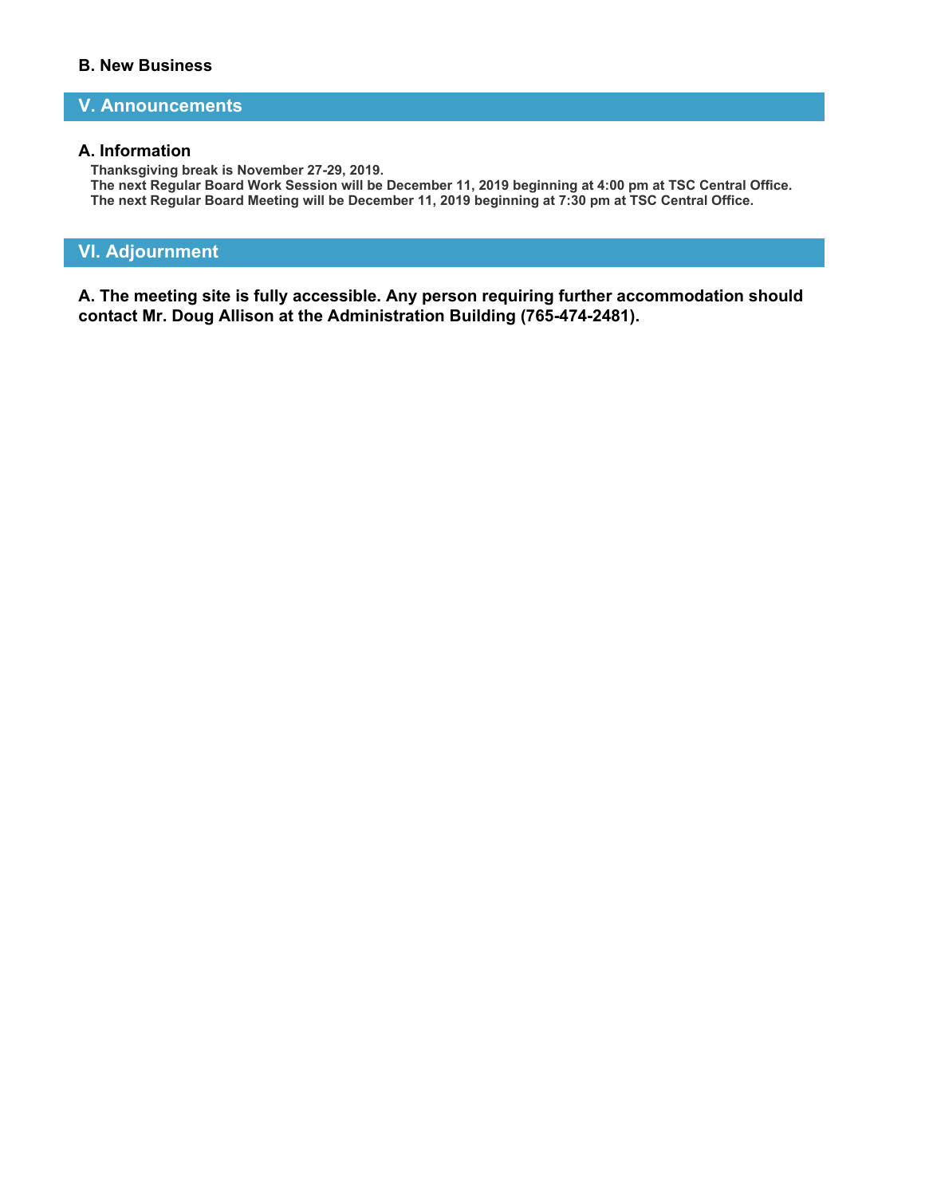### B. New Business

## V. Announcements

### A. Information

**Thanksgiving break is November 27-29, 2019.**
**The next Regular Board Work Session will be December 11, 2019 beginning at 4:00 pm at TSC Central Office.**
**The next Regular Board Meeting will be December 11, 2019 beginning at 7:30 pm at TSC Central Office.**

## VI. Adjournment

**A. The meeting site is fully accessible. Any person requiring further accommodation should contact Mr. Doug Allison at the Administration Building (765-474-2481).**